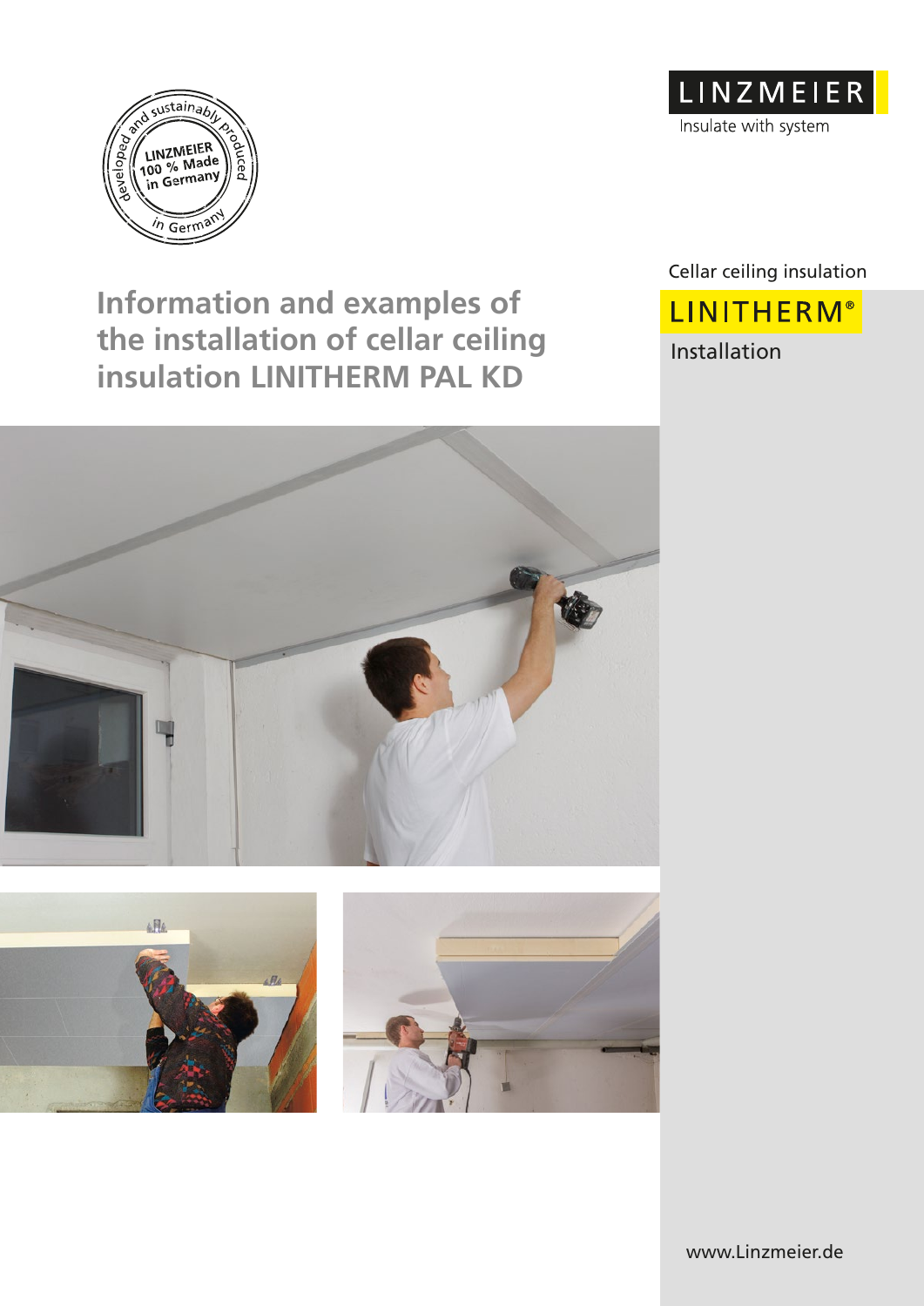LINZMEIER

Insulate with system

Cellar ceiling insulation

LINITHERM®

Installation

# Information and examples of the installation of cellar ceiling insulation LINITHERM PAL KD

www.Linzmeier.de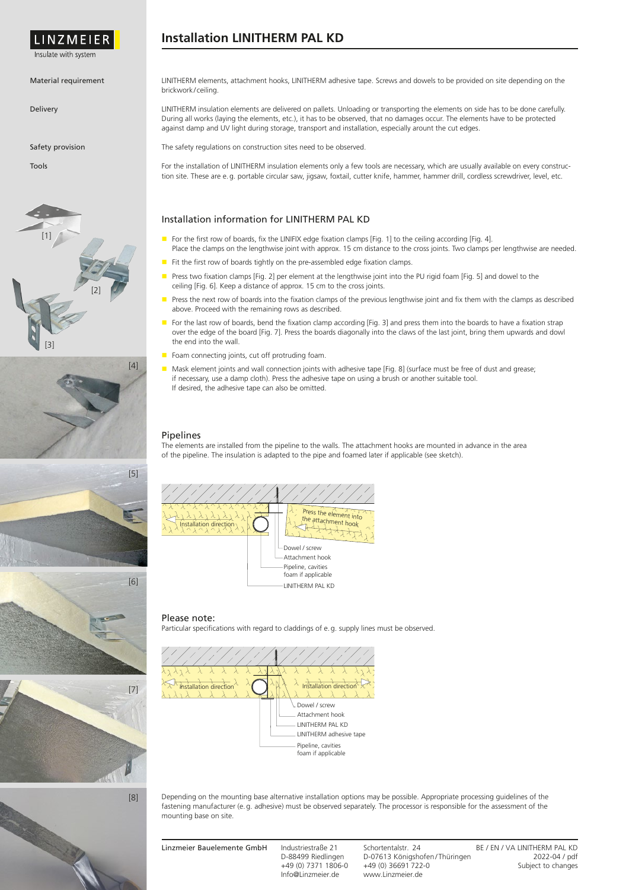# Installation LINITHERM PAL KD

**Material requirement**

LINITHERM elements, attachment hooks, LINITHERM adhesive tape. Screws and dowels to be provided on site depending on the brickwork/ceiling.

**Delivery**

LINITHERM insulation elements are delivered on pallets. Unloading or transporting the elements on side has to be done carefully. During all works (laying the elements, etc.), it has to be observed, that no damages occur. The elements have to be protected against damp and UV light during storage, transport and installation, especially arount the cut edges.

**Safety provision**

The safety regulations on construction sites need to be observed.

**Tools**

For the installation of LINITHERM insulation elements only a few tools are necessary, which are usually available on every construction site. These are e. g. portable circular saw, jigsaw, foxtail, cutter knife, hammer, hammer drill, cordless screwdriver, level, etc.

## Installation information for LINITHERM PAL KD

- For the first row of boards, fix the LINIFIX edge fixation clamps [Fig. 1] to the ceiling according [Fig. 4]. Place the clamps on the lengthwise joint with approx. 15 cm distance to the cross joints. Two clamps per lengthwise are needed.
- Fit the first row of boards tightly on the pre-assembled edge fixation clamps.
- Press two fixation clamps [Fig. 2] per element at the lengthwise joint into the PU rigid foam [Fig. 5] and dowel to the ceiling [Fig. 6]. Keep a distance of approx. 15 cm to the cross joints.
- Press the next row of boards into the fixation clamps of the previous lengthwise joint and fix them with the clamps as described above. Proceed with the remaining rows as described.
- For the last row of boards, bend the fixation clamp according [Fig. 3] and press them into the boards to have a fixation strap over the edge of the board [Fig. 7]. Press the boards diagonally into the claws of the last joint, bring them upwards and dowl the end into the wall.
- Foam connecting joints, cut off protruding foam.
- Mask element joints and wall connection joints with adhesive tape [Fig. 8] (surface must be free of dust and grease; if necessary, use a damp cloth). Press the adhesive tape on using a brush or another suitable tool. If desired, the adhesive tape can also be omitted.

## Pipelines

The elements are installed from the pipeline to the walls. The attachment hooks are mounted in advance in the area of the pipeline. The insulation is adapted to the pipe and foamed later if applicable (see sketch).

Installation direction — Press the element into the attachment hook — Dowel / screw — Attachment hook — Pipeline, cavities foam if applicable — LINITHERM PAL KD

## Please note:

Particular specifications with regard to claddings of e. g. supply lines must be observed.

Installation direction — Installation direction — Dowel / screw — Attachment hook — LINITHERM PAL KD — LINITHERM adhesive tape — Pipeline, cavities foam if applicable

Depending on the mounting base alternative installation options may be possible. Appropriate processing guidelines of the fastening manufacturer (e. g. adhesive) must be observed separately. The processor is responsible for the assessment of the mounting base on site.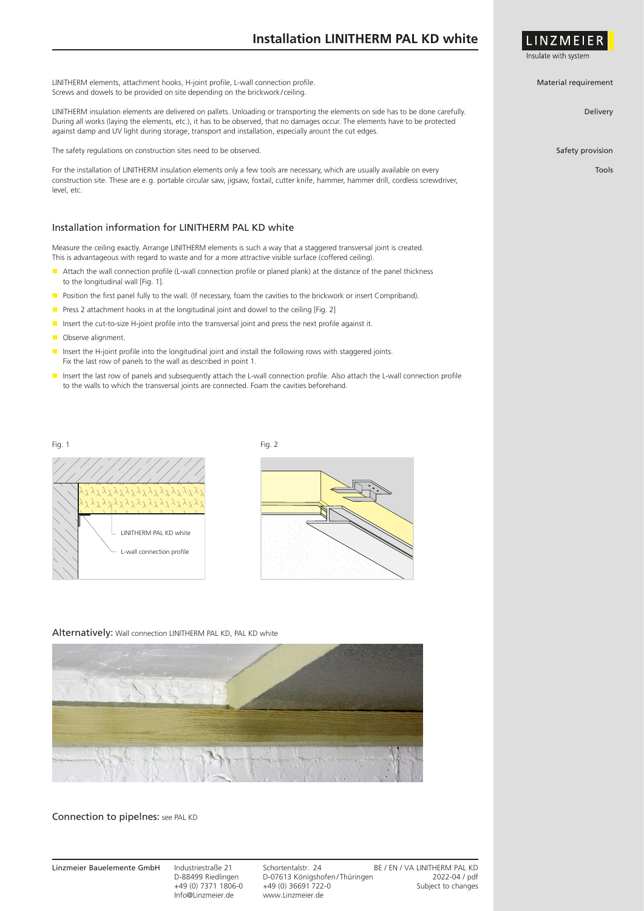# Installation LINITHERM PAL KD white

Material requirement

LINITHERM elements, attachment hooks, H-joint profile, L-wall connection profile.
Screws and dowels to be provided on site depending on the brickwork/ceiling.

Delivery

LINITHERM insulation elements are delivered on pallets. Unloading or transporting the elements on side has to be done carefully. During all works (laying the elements, etc.), it has to be observed, that no damages occur. The elements have to be protected against damp and UV light during storage, transport and installation, especially arount the cut edges.

Safety provision

The safety regulations on construction sites need to be observed.

Tools

For the installation of LINITHERM insulation elements only a few tools are necessary, which are usually available on every construction site. These are e.g. portable circular saw, jigsaw, foxtail, cutter knife, hammer, hammer drill, cordless screwdriver, level, etc.

## Installation information for LINITHERM PAL KD white

Measure the ceiling exactly. Arrange LINITHERM elements is such a way that a staggered transversal joint is created. This is advantageous with regard to waste and for a more attractive visible surface (coffered ceiling).

- Attach the wall connection profile (L-wall connection profile or planed plank) at the distance of the panel thickness to the longitudinal wall [Fig. 1].
- Position the first panel fully to the wall. (If necessary, foam the cavities to the brickwork or insert Compriband).
- Press 2 attachment hooks in at the longitudinal joint and dowel to the ceiling [Fig. 2]
- Insert the cut-to-size H-joint profile into the transversal joint and press the next profile against it.
- Observe alignment.
- Insert the H-joint profile into the longitudinal joint and install the following rows with staggered joints.
  Fix the last row of panels to the wall as described in point 1.
- Insert the last row of panels and subsequently attach the L-wall connection profile. Also attach the L-wall connection profile to the walls to which the transversal joints are connected. Foam the cavities beforehand.

Fig. 1

LINITHERM PAL KD white

L-wall connection profile

Fig. 2

Alternatively: Wall connection LINITHERM PAL KD, PAL KD white

Connection to pipelnes: see PAL KD